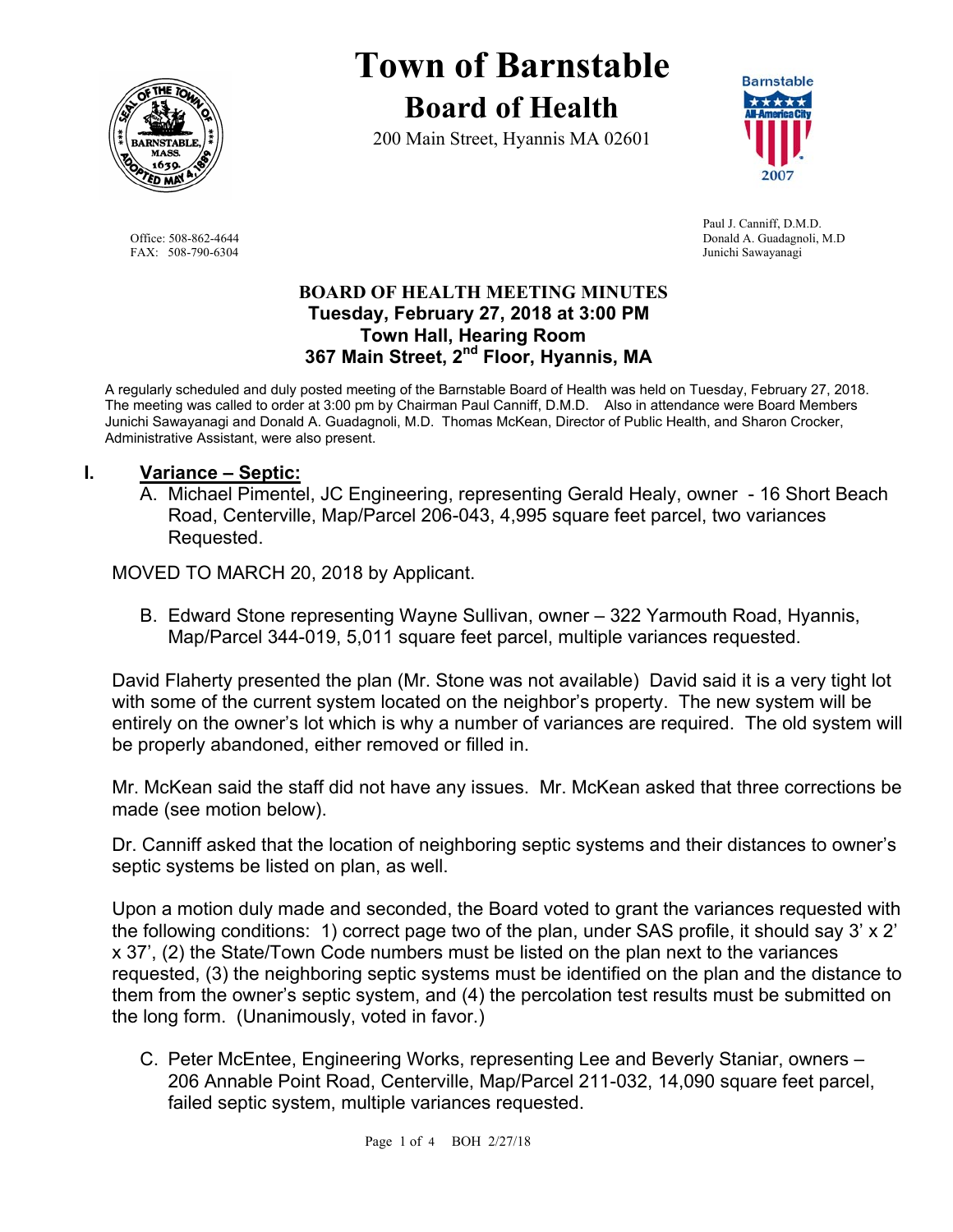# Town of Barnstable

## Board of Health

200 Main Street, Hyannis MA 02601

Office: 508-862-4644
FAX: 508-790-6304

Paul J. Canniff, D.M.D.
Donald A. Guadagnoli, M.D
Junichi Sawayanagi

**BOARD OF HEALTH MEETING MINUTES**
**Tuesday, February 27, 2018 at 3:00 PM**
**Town Hall, Hearing Room**
**367 Main Street, 2nd Floor, Hyannis, MA**

A regularly scheduled and duly posted meeting of the Barnstable Board of Health was held on Tuesday, February 27, 2018. The meeting was called to order at 3:00 pm by Chairman Paul Canniff, D.M.D. Also in attendance were Board Members Junichi Sawayanagi and Donald A. Guadagnoli, M.D. Thomas McKean, Director of Public Health, and Sharon Crocker, Administrative Assistant, were also present.

## I. Variance – Septic:

A. Michael Pimentel, JC Engineering, representing Gerald Healy, owner - 16 Short Beach Road, Centerville, Map/Parcel 206-043, 4,995 square feet parcel, two variances Requested.

MOVED TO MARCH 20, 2018 by Applicant.

B. Edward Stone representing Wayne Sullivan, owner – 322 Yarmouth Road, Hyannis, Map/Parcel 344-019, 5,011 square feet parcel, multiple variances requested.

David Flaherty presented the plan (Mr. Stone was not available) David said it is a very tight lot with some of the current system located on the neighbor's property. The new system will be entirely on the owner's lot which is why a number of variances are required. The old system will be properly abandoned, either removed or filled in.

Mr. McKean said the staff did not have any issues. Mr. McKean asked that three corrections be made (see motion below).

Dr. Canniff asked that the location of neighboring septic systems and their distances to owner's septic systems be listed on plan, as well.

Upon a motion duly made and seconded, the Board voted to grant the variances requested with the following conditions: 1) correct page two of the plan, under SAS profile, it should say 3' x 2' x 37', (2) the State/Town Code numbers must be listed on the plan next to the variances requested, (3) the neighboring septic systems must be identified on the plan and the distance to them from the owner's septic system, and (4) the percolation test results must be submitted on the long form. (Unanimously, voted in favor.)

C. Peter McEntee, Engineering Works, representing Lee and Beverly Staniar, owners – 206 Annable Point Road, Centerville, Map/Parcel 211-032, 14,090 square feet parcel, failed septic system, multiple variances requested.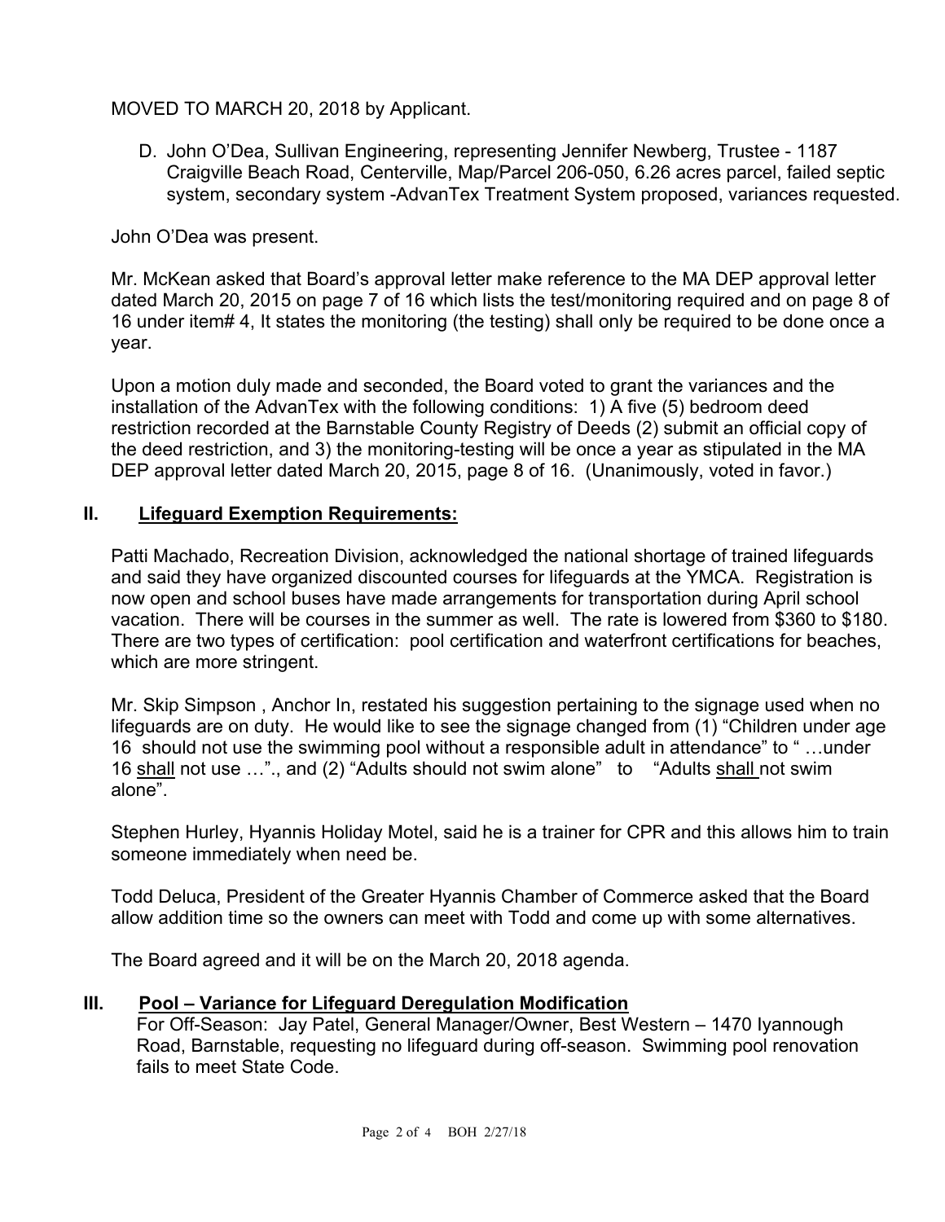MOVED TO MARCH 20, 2018 by Applicant.

D. John O'Dea, Sullivan Engineering, representing Jennifer Newberg, Trustee - 1187 Craigville Beach Road, Centerville, Map/Parcel 206-050, 6.26 acres parcel, failed septic system, secondary system -AdvanTex Treatment System proposed, variances requested.

John O'Dea was present.

Mr. McKean asked that Board's approval letter make reference to the MA DEP approval letter dated March 20, 2015 on page 7 of 16 which lists the test/monitoring required and on page 8 of 16 under item# 4, It states the monitoring (the testing) shall only be required to be done once a year.

Upon a motion duly made and seconded, the Board voted to grant the variances and the installation of the AdvanTex with the following conditions: 1) A five (5) bedroom deed restriction recorded at the Barnstable County Registry of Deeds (2) submit an official copy of the deed restriction, and 3) the monitoring-testing will be once a year as stipulated in the MA DEP approval letter dated March 20, 2015, page 8 of 16. (Unanimously, voted in favor.)

## II. Lifeguard Exemption Requirements:

Patti Machado, Recreation Division, acknowledged the national shortage of trained lifeguards and said they have organized discounted courses for lifeguards at the YMCA. Registration is now open and school buses have made arrangements for transportation during April school vacation. There will be courses in the summer as well. The rate is lowered from $360 to $180. There are two types of certification: pool certification and waterfront certifications for beaches, which are more stringent.

Mr. Skip Simpson , Anchor In, restated his suggestion pertaining to the signage used when no lifeguards are on duty. He would like to see the signage changed from (1) "Children under age 16 should not use the swimming pool without a responsible adult in attendance" to " …under 16 <u>shall</u> not use …"., and (2) "Adults should not swim alone" to "Adults <u>shall</u> not swim alone".

Stephen Hurley, Hyannis Holiday Motel, said he is a trainer for CPR and this allows him to train someone immediately when need be.

Todd Deluca, President of the Greater Hyannis Chamber of Commerce asked that the Board allow addition time so the owners can meet with Todd and come up with some alternatives.

The Board agreed and it will be on the March 20, 2018 agenda.

## III. Pool – Variance for Lifeguard Deregulation Modification

For Off-Season: Jay Patel, General Manager/Owner, Best Western – 1470 Iyannough Road, Barnstable, requesting no lifeguard during off-season. Swimming pool renovation fails to meet State Code.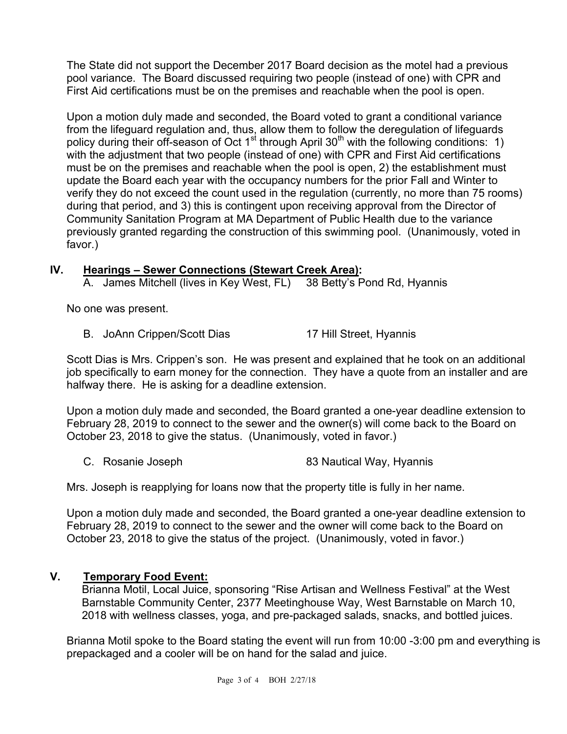The State did not support the December 2017 Board decision as the motel had a previous pool variance. The Board discussed requiring two people (instead of one) with CPR and First Aid certifications must be on the premises and reachable when the pool is open.

Upon a motion duly made and seconded, the Board voted to grant a conditional variance from the lifeguard regulation and, thus, allow them to follow the deregulation of lifeguards policy during their off-season of Oct 1st through April 30th with the following conditions: 1) with the adjustment that two people (instead of one) with CPR and First Aid certifications must be on the premises and reachable when the pool is open, 2) the establishment must update the Board each year with the occupancy numbers for the prior Fall and Winter to verify they do not exceed the count used in the regulation (currently, no more than 75 rooms) during that period, and 3) this is contingent upon receiving approval from the Director of Community Sanitation Program at MA Department of Public Health due to the variance previously granted regarding the construction of this swimming pool. (Unanimously, voted in favor.)

## IV. Hearings – Sewer Connections (Stewart Creek Area):

A. James Mitchell (lives in Key West, FL) 38 Betty's Pond Rd, Hyannis

No one was present.

B. JoAnn Crippen/Scott Dias 17 Hill Street, Hyannis

Scott Dias is Mrs. Crippen's son. He was present and explained that he took on an additional job specifically to earn money for the connection. They have a quote from an installer and are halfway there. He is asking for a deadline extension.

Upon a motion duly made and seconded, the Board granted a one-year deadline extension to February 28, 2019 to connect to the sewer and the owner(s) will come back to the Board on October 23, 2018 to give the status. (Unanimously, voted in favor.)

C. Rosanie Joseph 83 Nautical Way, Hyannis

Mrs. Joseph is reapplying for loans now that the property title is fully in her name.

Upon a motion duly made and seconded, the Board granted a one-year deadline extension to February 28, 2019 to connect to the sewer and the owner will come back to the Board on October 23, 2018 to give the status of the project. (Unanimously, voted in favor.)

## V. Temporary Food Event:

Brianna Motil, Local Juice, sponsoring "Rise Artisan and Wellness Festival" at the West Barnstable Community Center, 2377 Meetinghouse Way, West Barnstable on March 10, 2018 with wellness classes, yoga, and pre-packaged salads, snacks, and bottled juices.

Brianna Motil spoke to the Board stating the event will run from 10:00 -3:00 pm and everything is prepackaged and a cooler will be on hand for the salad and juice.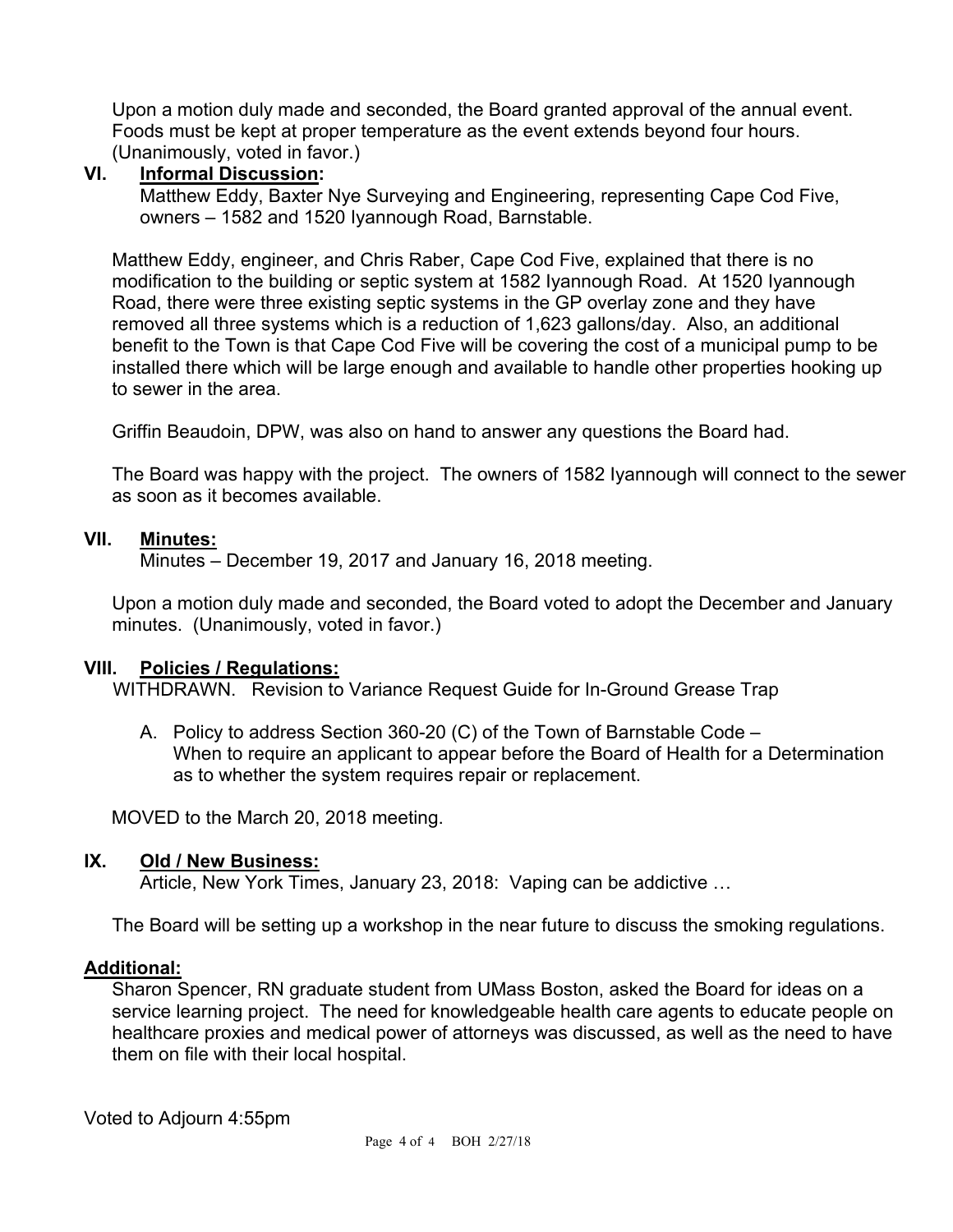Upon a motion duly made and seconded, the Board granted approval of the annual event. Foods must be kept at proper temperature as the event extends beyond four hours. (Unanimously, voted in favor.)

## VI. Informal Discussion:

Matthew Eddy, Baxter Nye Surveying and Engineering, representing Cape Cod Five, owners – 1582 and 1520 Iyannough Road, Barnstable.

Matthew Eddy, engineer, and Chris Raber, Cape Cod Five, explained that there is no modification to the building or septic system at 1582 Iyannough Road. At 1520 Iyannough Road, there were three existing septic systems in the GP overlay zone and they have removed all three systems which is a reduction of 1,623 gallons/day. Also, an additional benefit to the Town is that Cape Cod Five will be covering the cost of a municipal pump to be installed there which will be large enough and available to handle other properties hooking up to sewer in the area.

Griffin Beaudoin, DPW, was also on hand to answer any questions the Board had.

The Board was happy with the project. The owners of 1582 Iyannough will connect to the sewer as soon as it becomes available.

## VII. Minutes:

Minutes – December 19, 2017 and January 16, 2018 meeting.

Upon a motion duly made and seconded, the Board voted to adopt the December and January minutes. (Unanimously, voted in favor.)

## VIII. Policies / Regulations:

WITHDRAWN. Revision to Variance Request Guide for In-Ground Grease Trap

A. Policy to address Section 360-20 (C) of the Town of Barnstable Code – When to require an applicant to appear before the Board of Health for a Determination as to whether the system requires repair or replacement.

MOVED to the March 20, 2018 meeting.

## IX. Old / New Business:

Article, New York Times, January 23, 2018: Vaping can be addictive …

The Board will be setting up a workshop in the near future to discuss the smoking regulations.

## Additional:

Sharon Spencer, RN graduate student from UMass Boston, asked the Board for ideas on a service learning project. The need for knowledgeable health care agents to educate people on healthcare proxies and medical power of attorneys was discussed, as well as the need to have them on file with their local hospital.

Voted to Adjourn 4:55pm